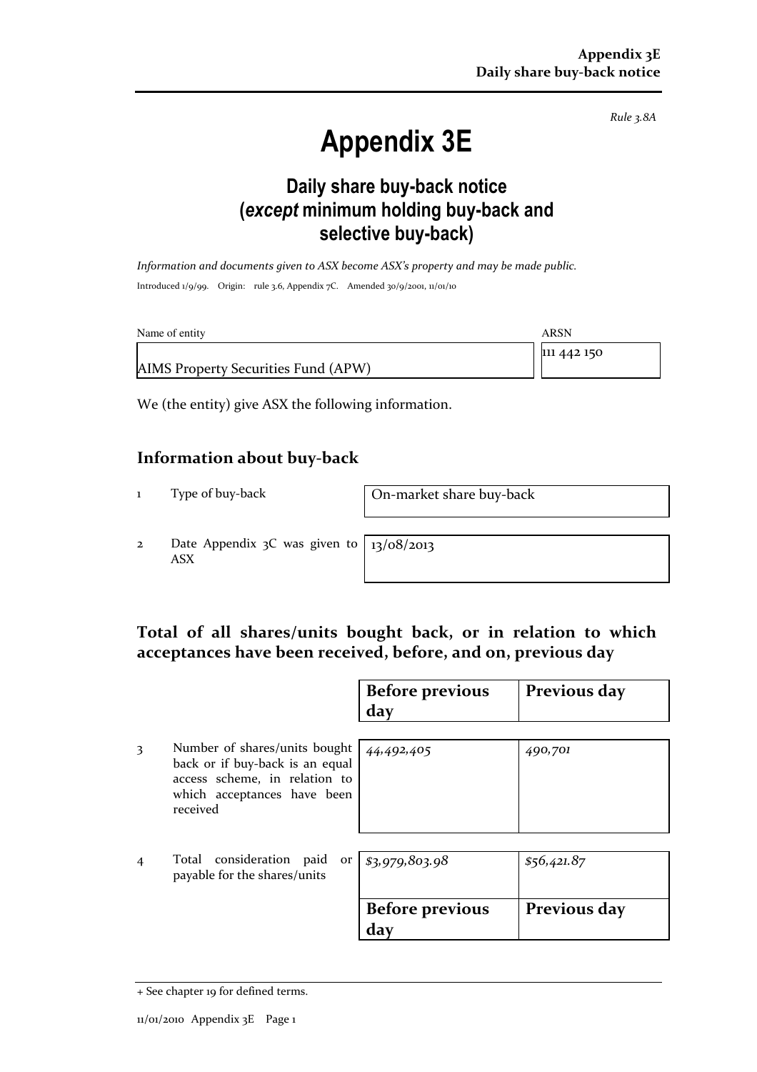*Rule 3.8A*

# Appendix 3E

## Daily share buy-back notice (*except* minimum holding buy-back and selective buy-back)

*Information and documents given to ASX become ASX's property and may be made public.*

Introduced 1/9/99. Origin: rule 3.6, Appendix 7C. Amended 30/9/2001, 11/01/10

| Name of entity | ARSN |
|---|---|
| AIMS Property Securities Fund (APW) | 111 442 150 |

We (the entity) give ASX the following information.

## Information about buy-back

| | | |
|---|---|---|
| 1 | Type of buy-back | On-market share buy-back |
| 2 | Date Appendix 3C was given to ASX | 13/08/2013 |

## Total of all shares/units bought back, or in relation to which acceptances have been received, before, and on, previous day

| | | Before previous day | Previous day |
|---|---|---|---|
| 3 | Number of shares/units bought back or if buy-back is an equal access scheme, in relation to which acceptances have been received | *44,492,405* | *490,701* |
| 4 | Total consideration paid or payable for the shares/units | *$3,979,803.98* | *$56,421.87* |
| | | **Before previous day** | **Previous day** |

+ See chapter 19 for defined terms.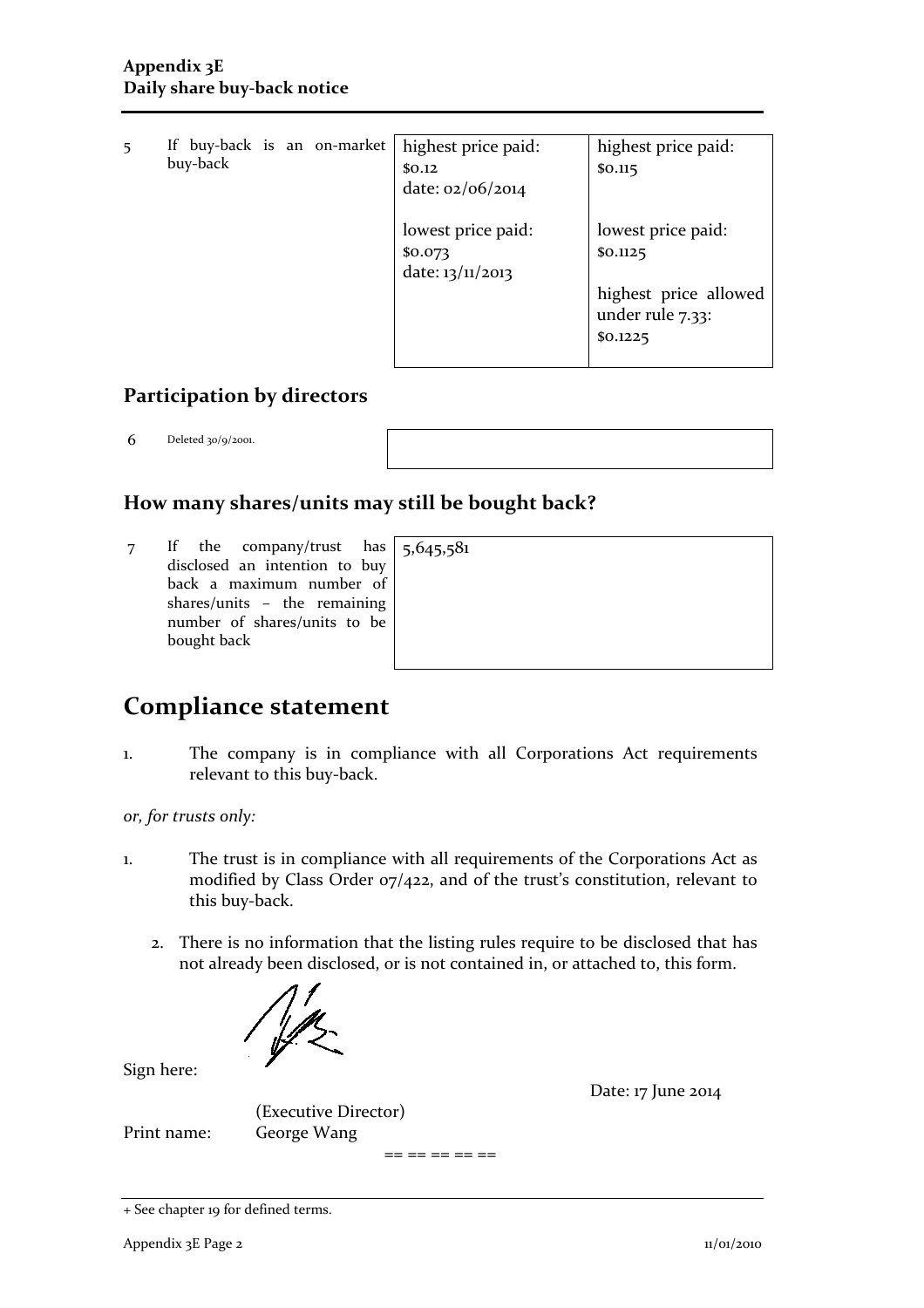| | | | |
|---|---|---|---|
| 5 | If buy-back is an on-market buy-back | highest price paid: $0.12<br>date: 02/06/2014<br><br>lowest price paid: $0.073<br>date: 13/11/2013 | highest price paid: $0.115<br><br>lowest price paid: $0.1125<br><br>highest price allowed under rule 7.33: $0.1225 |

## Participation by directors

| | | |
|---|---|---|
| 6 | Deleted 30/9/2001. | |

## How many shares/units may still be bought back?

| | | |
|---|---|---|
| 7 | If the company/trust has disclosed an intention to buy back a maximum number of shares/units – the remaining number of shares/units to be bought back | 5,645,581 |

# Compliance statement

1. The company is in compliance with all Corporations Act requirements relevant to this buy-back.

*or, for trusts only:*

1. The trust is in compliance with all requirements of the Corporations Act as modified by Class Order 07/422, and of the trust's constitution, relevant to this buy-back.

2. There is no information that the listing rules require to be disclosed that has not already been disclosed, or is not contained in, or attached to, this form.

Sign here:

Date: 17 June 2014

(Executive Director)

Print name: George Wang

== == == == ==

+ See chapter 19 for defined terms.